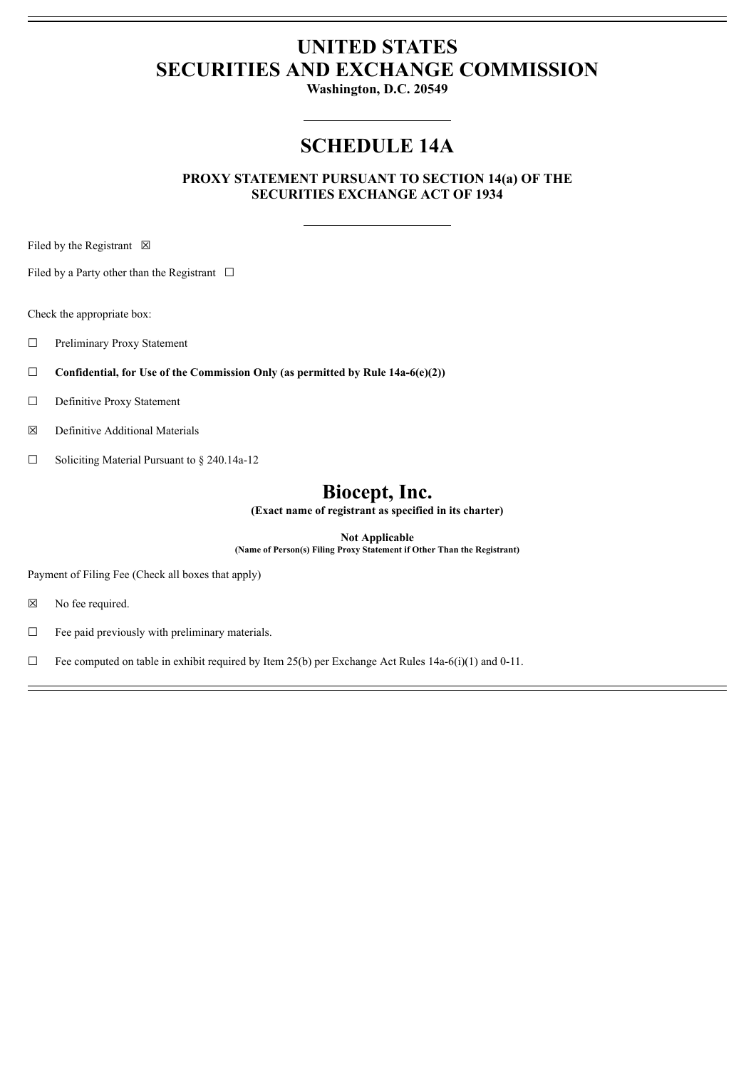# UNITED STATES
# SECURITIES AND EXCHANGE COMMISSION

**Washington, D.C. 20549**

---

# SCHEDULE 14A

**PROXY STATEMENT PURSUANT TO SECTION 14(a) OF THE SECURITIES EXCHANGE ACT OF 1934**

---

Filed by the Registrant ☒

Filed by a Party other than the Registrant ☐

Check the appropriate box:

☐ Preliminary Proxy Statement

☐ **Confidential, for Use of the Commission Only (as permitted by Rule 14a-6(e)(2))**

☐ Definitive Proxy Statement

☒ Definitive Additional Materials

☐ Soliciting Material Pursuant to § 240.14a-12

# Biocept, Inc.

**(Exact name of registrant as specified in its charter)**

**Not Applicable**
**(Name of Person(s) Filing Proxy Statement if Other Than the Registrant)**

Payment of Filing Fee (Check all boxes that apply)

☒ No fee required.

☐ Fee paid previously with preliminary materials.

☐ Fee computed on table in exhibit required by Item 25(b) per Exchange Act Rules 14a-6(i)(1) and 0-11.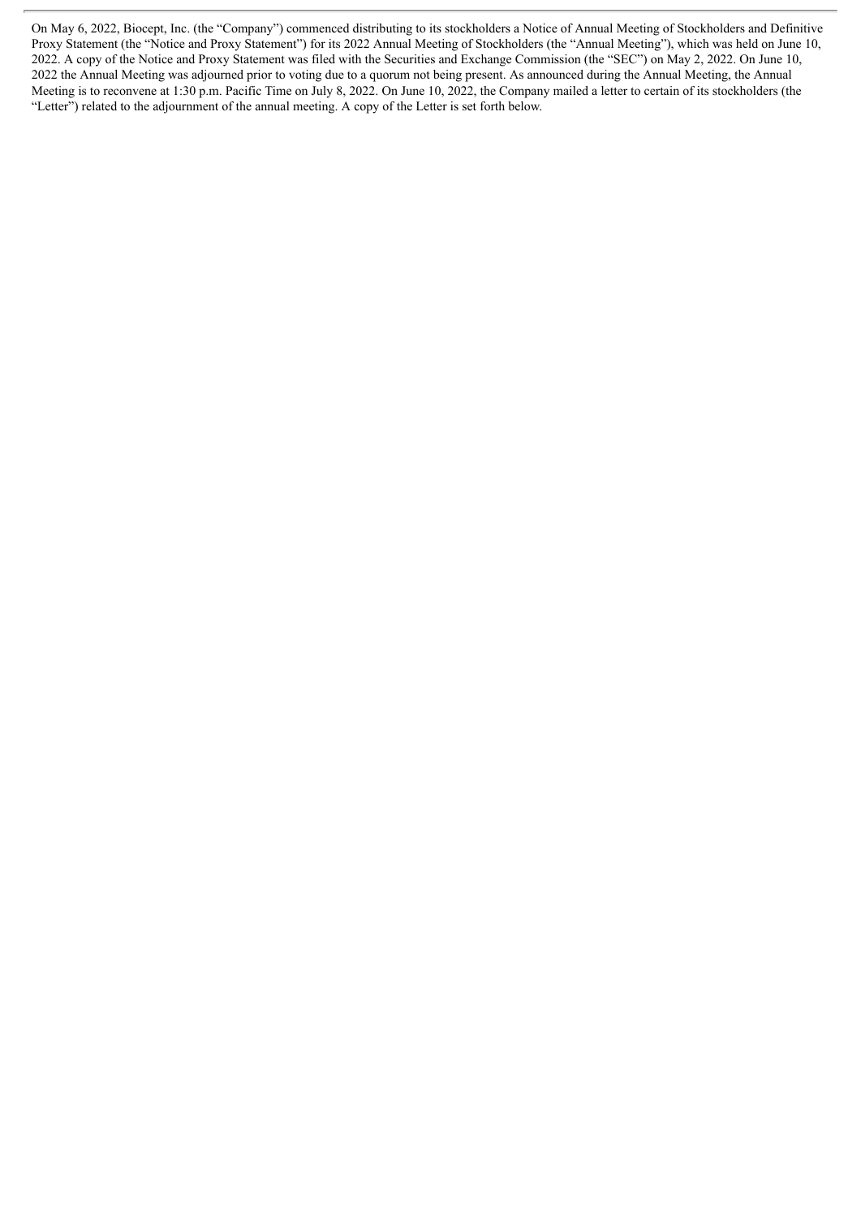On May 6, 2022, Biocept, Inc. (the “Company”) commenced distributing to its stockholders a Notice of Annual Meeting of Stockholders and Definitive Proxy Statement (the “Notice and Proxy Statement”) for its 2022 Annual Meeting of Stockholders (the “Annual Meeting”), which was held on June 10, 2022. A copy of the Notice and Proxy Statement was filed with the Securities and Exchange Commission (the “SEC”) on May 2, 2022. On June 10, 2022 the Annual Meeting was adjourned prior to voting due to a quorum not being present. As announced during the Annual Meeting, the Annual Meeting is to reconvene at 1:30 p.m. Pacific Time on July 8, 2022. On June 10, 2022, the Company mailed a letter to certain of its stockholders (the “Letter”) related to the adjournment of the annual meeting. A copy of the Letter is set forth below.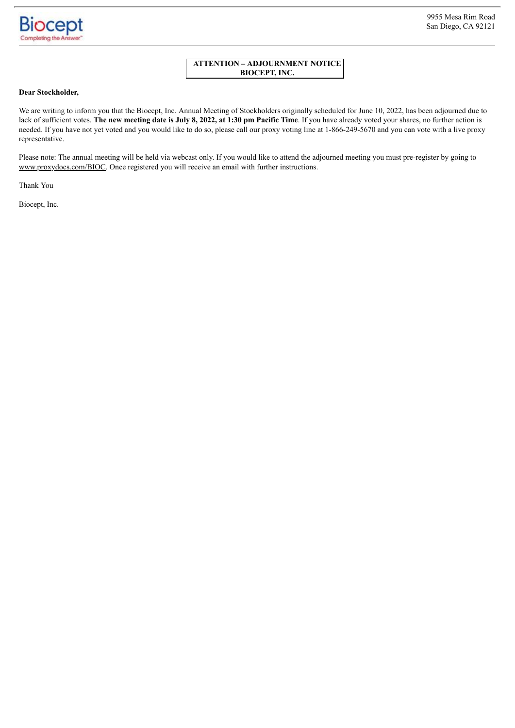Biocept
Completing the Answer™

9955 Mesa Rim Road
San Diego, CA 92121

**ATTENTION – ADJOURNMENT NOTICE**
**BIOCEPT, INC.**

**Dear Stockholder,**

We are writing to inform you that the Biocept, Inc. Annual Meeting of Stockholders originally scheduled for June 10, 2022, has been adjourned due to lack of sufficient votes. **The new meeting date is July 8, 2022, at 1:30 pm Pacific Time**. If you have already voted your shares, no further action is needed. If you have not yet voted and you would like to do so, please call our proxy voting line at 1-866-249-5670 and you can vote with a live proxy representative.

Please note: The annual meeting will be held via webcast only. If you would like to attend the adjourned meeting you must pre-register by going to www.proxydocs.com/BIOC. Once registered you will receive an email with further instructions.

Thank You

Biocept, Inc.